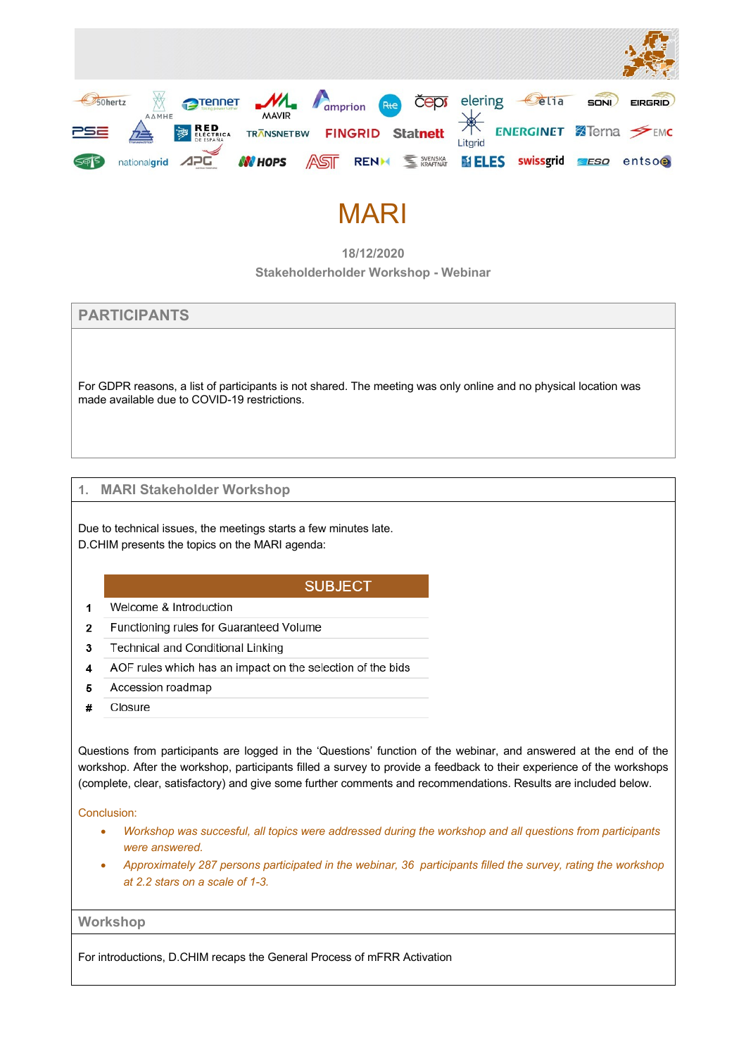# MARI

18/12/2020

Stakeholderholder Workshop - Webinar

## PARTICIPANTS

For GDPR reasons, a list of participants is not shared. The meeting was only online and no physical location was made available due to COVID-19 restrictions.

## 1. MARI Stakeholder Workshop

Due to technical issues, the meetings starts a few minutes late.
D.CHIM presents the topics on the MARI agenda:

| | SUBJECT |
|---|---|
| 1 | Welcome & Introduction |
| 2 | Functioning rules for Guaranteed Volume |
| 3 | Technical and Conditional Linking |
| 4 | AOF rules which has an impact on the selection of the bids |
| 5 | Accession roadmap |
| # | Closure |

Questions from participants are logged in the 'Questions' function of the webinar, and answered at the end of the workshop. After the workshop, participants filled a survey to provide a feedback to their experience of the workshops (complete, clear, satisfactory) and give some further comments and recommendations. Results are included below.

Conclusion:

- *Workshop was succesful, all topics were addressed during the workshop and all questions from participants were answered.*
- *Approximately 287 persons participated in the webinar, 36 participants filled the survey, rating the workshop at 2.2 stars on a scale of 1-3.*

## Workshop

For introductions, D.CHIM recaps the General Process of mFRR Activation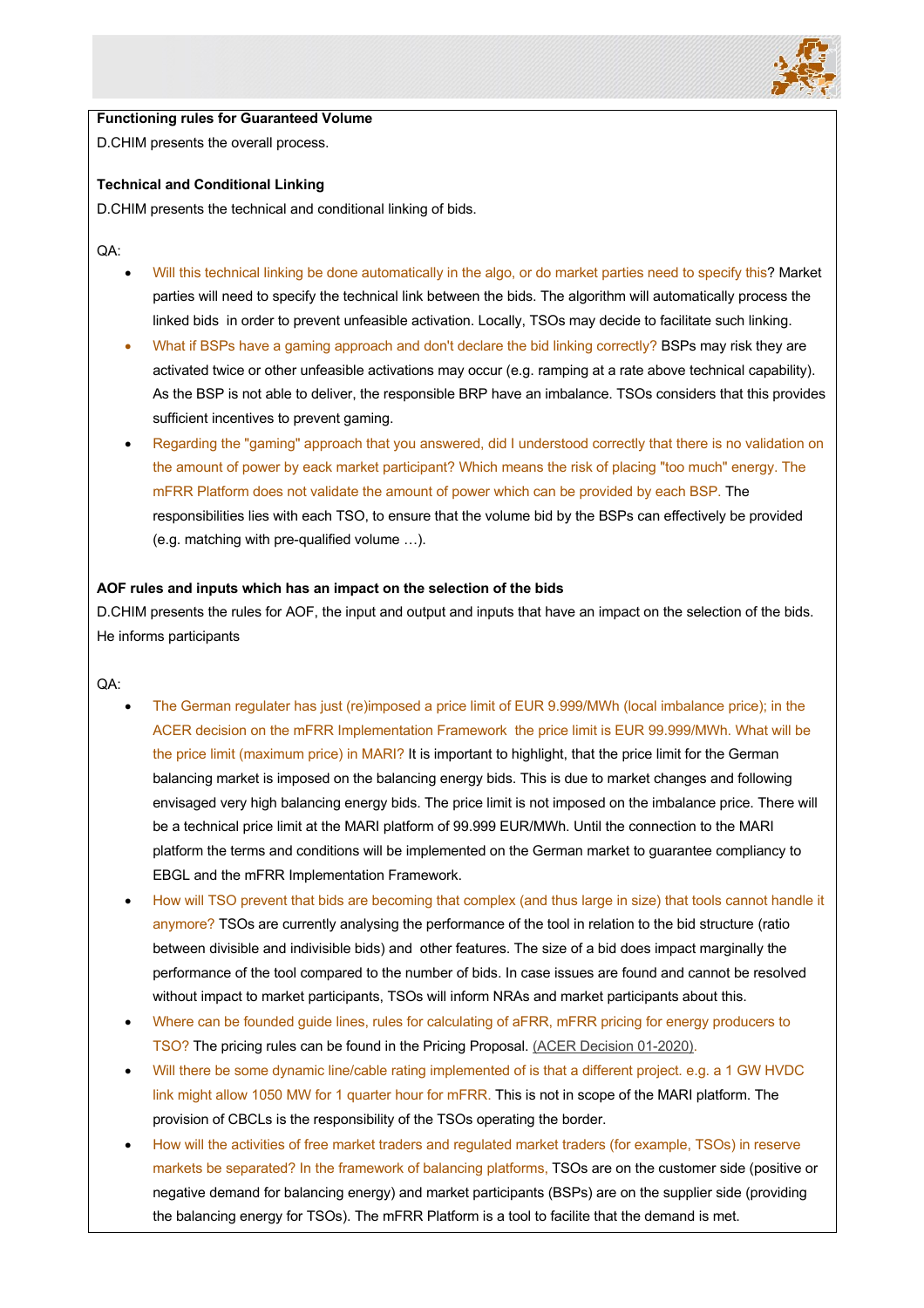**Functioning rules for Guaranteed Volume**

D.CHIM presents the overall process.

**Technical and Conditional Linking**

D.CHIM presents the technical and conditional linking of bids.

QA:

- Will this technical linking be done automatically in the algo, or do market parties need to specify this? Market parties will need to specify the technical link between the bids. The algorithm will automatically process the linked bids in order to prevent unfeasible activation. Locally, TSOs may decide to facilitate such linking.
- What if BSPs have a gaming approach and don't declare the bid linking correctly? BSPs may risk they are activated twice or other unfeasible activations may occur (e.g. ramping at a rate above technical capability). As the BSP is not able to deliver, the responsible BRP have an imbalance. TSOs considers that this provides sufficient incentives to prevent gaming.
- Regarding the "gaming" approach that you answered, did I understood correctly that there is no validation on the amount of power by eack market participant? Which means the risk of placing "too much" energy. The mFRR Platform does not validate the amount of power which can be provided by each BSP. The responsibilities lies with each TSO, to ensure that the volume bid by the BSPs can effectively be provided (e.g. matching with pre-qualified volume …).

**AOF rules and inputs which has an impact on the selection of the bids**

D.CHIM presents the rules for AOF, the input and output and inputs that have an impact on the selection of the bids. He informs participants

QA:

- The German regulater has just (re)imposed a price limit of EUR 9.999/MWh (local imbalance price); in the ACER decision on the mFRR Implementation Framework the price limit is EUR 99.999/MWh. What will be the price limit (maximum price) in MARI? It is important to highlight, that the price limit for the German balancing market is imposed on the balancing energy bids. This is due to market changes and following envisaged very high balancing energy bids. The price limit is not imposed on the imbalance price. There will be a technical price limit at the MARI platform of 99.999 EUR/MWh. Until the connection to the MARI platform the terms and conditions will be implemented on the German market to guarantee compliancy to EBGL and the mFRR Implementation Framework.
- How will TSO prevent that bids are becoming that complex (and thus large in size) that tools cannot handle it anymore? TSOs are currently analysing the performance of the tool in relation to the bid structure (ratio between divisible and indivisible bids) and other features. The size of a bid does impact marginally the performance of the tool compared to the number of bids. In case issues are found and cannot be resolved without impact to market participants, TSOs will inform NRAs and market participants about this.
- Where can be founded guide lines, rules for calculating of aFRR, mFRR pricing for energy producers to TSO? The pricing rules can be found in the Pricing Proposal. (ACER Decision 01-2020).
- Will there be some dynamic line/cable rating implemented of is that a different project. e.g. a 1 GW HVDC link might allow 1050 MW for 1 quarter hour for mFRR. This is not in scope of the MARI platform. The provision of CBCLs is the responsibility of the TSOs operating the border.
- How will the activities of free market traders and regulated market traders (for example, TSOs) in reserve markets be separated? In the framework of balancing platforms, TSOs are on the customer side (positive or negative demand for balancing energy) and market participants (BSPs) are on the supplier side (providing the balancing energy for TSOs). The mFRR Platform is a tool to facilite that the demand is met.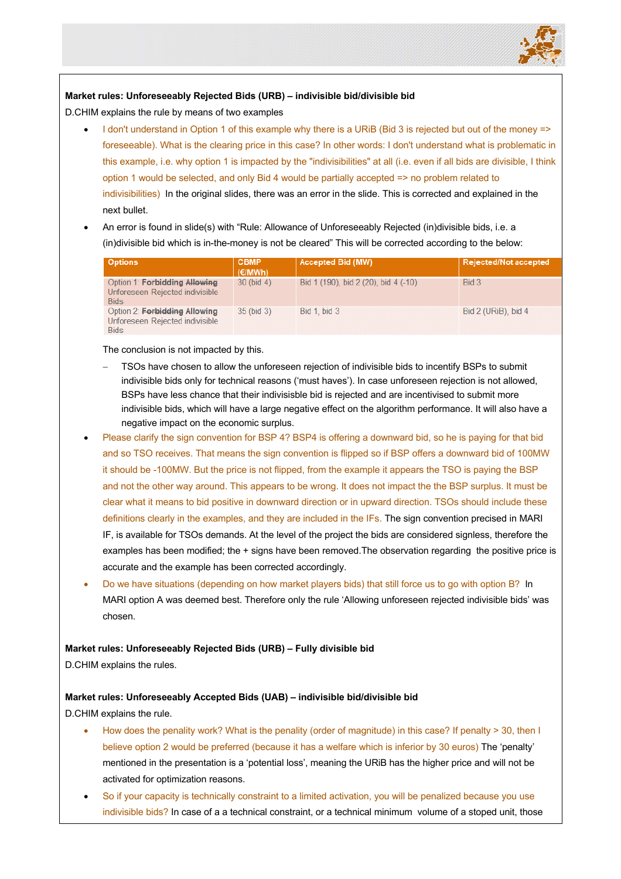**Market rules: Unforeseeably Rejected Bids (URB) – indivisible bid/divisible bid**

D.CHIM explains the rule by means of two examples

- I don't understand in Option 1 of this example why there is a URiB (Bid 3 is rejected but out of the money => foreseeable). What is the clearing price in this case? In other words: I don't understand what is problematic in this example, i.e. why option 1 is impacted by the "indivisibilities" at all (i.e. even if all bids are divisible, I think option 1 would be selected, and only Bid 4 would be partially accepted => no problem related to indivisibilities) In the original slides, there was an error in the slide. This is corrected and explained in the next bullet.
- An error is found in slide(s) with "Rule: Allowance of Unforeseeably Rejected (in)divisible bids, i.e. a (in)divisible bid which is in-the-money is not be cleared" This will be corrected according to the below:

| Options | CBMP (€/MWh) | Accepted Bid (MW) | Rejected/Not accepted |
|---|---|---|---|
| Option 1: **Forbidding** ~~**Allowing**~~ Unforeseen Rejected indivisible Bids | 30 (bid 4) | Bid 1 (190), bid 2 (20), bid 4 (-10) | Bid 3 |
| Option 2: ~~**Forbidding**~~ **Allowing** Unforeseen Rejected indivisible Bids | 35 (bid 3) | Bid 1, bid 3 | Bid 2 (URiB), bid 4 |

The conclusion is not impacted by this.

  - TSOs have chosen to allow the unforeseen rejection of indivisible bids to incentify BSPs to submit indivisible bids only for technical reasons ('must haves'). In case unforeseen rejection is not allowed, BSPs have less chance that their indivisible bid is rejected and are incentivised to submit more indivisible bids, which will have a large negative effect on the algorithm performance. It will also have a negative impact on the economic surplus.

- Please clarify the sign convention for BSP 4? BSP4 is offering a downward bid, so he is paying for that bid and so TSO receives. That means the sign convention is flipped so if BSP offers a downward bid of 100MW it should be -100MW. But the price is not flipped, from the example it appears the TSO is paying the BSP and not the other way around. This appears to be wrong. It does not impact the the BSP surplus. It must be clear what it means to bid positive in downward direction or in upward direction. TSOs should include these definitions clearly in the examples, and they are included in the IFs. The sign convention precised in MARI IF, is available for TSOs demands. At the level of the project the bids are considered signless, therefore the examples has been modified; the + signs have been removed.The observation regarding the positive price is accurate and the example has been corrected accordingly.
- Do we have situations (depending on how market players bids) that still force us to go with option B? In MARI option A was deemed best. Therefore only the rule 'Allowing unforeseen rejected indivisible bids' was chosen.

**Market rules: Unforeseeably Rejected Bids (URB) – Fully divisible bid**

D.CHIM explains the rules.

**Market rules: Unforeseeably Accepted Bids (UAB) – indivisible bid/divisible bid**

D.CHIM explains the rule.

- How does the penality work? What is the penality (order of magnitude) in this case? If penalty > 30, then I believe option 2 would be preferred (because it has a welfare which is inferior by 30 euros) The 'penalty' mentioned in the presentation is a 'potential loss', meaning the URiB has the higher price and will not be activated for optimization reasons.
- So if your capacity is technically constraint to a limited activation, you will be penalized because you use indivisible bids? In case of a a technical constraint, or a technical minimum volume of a stoped unit, those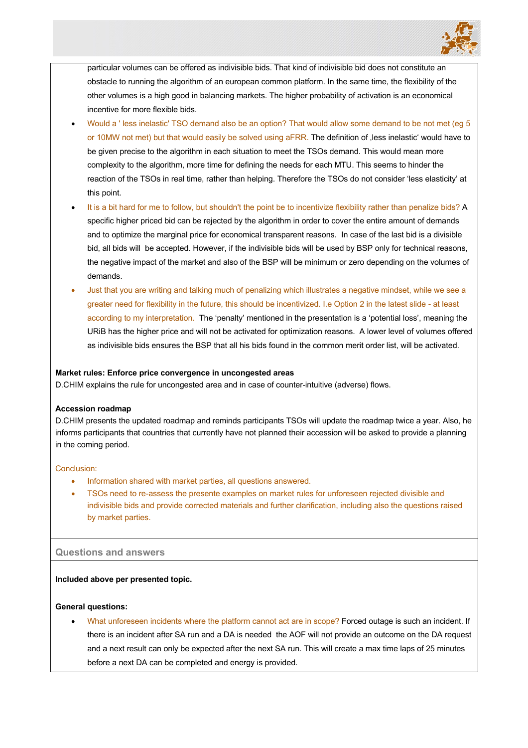particular volumes can be offered as indivisible bids. That kind of indivisible bid does not constitute an obstacle to running the algorithm of an european common platform. In the same time, the flexibility of the other volumes is a high good in balancing markets. The higher probability of activation is an economical incentive for more flexible bids.

- Would a ' less inelastic' TSO demand also be an option? That would allow some demand to be not met (eg 5 or 10MW not met) but that would easily be solved using aFRR. The definition of ‚less inelastic' would have to be given precise to the algorithm in each situation to meet the TSOs demand. This would mean more complexity to the algorithm, more time for defining the needs for each MTU. This seems to hinder the reaction of the TSOs in real time, rather than helping. Therefore the TSOs do not consider 'less elasticity' at this point.
- It is a bit hard for me to follow, but shouldn't the point be to incentivize flexibility rather than penalize bids? A specific higher priced bid can be rejected by the algorithm in order to cover the entire amount of demands and to optimize the marginal price for economical transparent reasons. In case of the last bid is a divisible bid, all bids will be accepted. However, if the indivisible bids will be used by BSP only for technical reasons, the negative impact of the market and also of the BSP will be minimum or zero depending on the volumes of demands.
- Just that you are writing and talking much of penalizing which illustrates a negative mindset, while we see a greater need for flexibility in the future, this should be incentivized. I.e Option 2 in the latest slide - at least according to my interpretation. The 'penalty' mentioned in the presentation is a 'potential loss', meaning the URiB has the higher price and will not be activated for optimization reasons. A lower level of volumes offered as indivisible bids ensures the BSP that all his bids found in the common merit order list, will be activated.

**Market rules: Enforce price convergence in uncongested areas**

D.CHIM explains the rule for uncongested area and in case of counter-intuitive (adverse) flows.

**Accession roadmap**

D.CHIM presents the updated roadmap and reminds participants TSOs will update the roadmap twice a year. Also, he informs participants that countries that currently have not planned their accession will be asked to provide a planning in the coming period.

Conclusion:

- Information shared with market parties, all questions answered.
- TSOs need to re-assess the presente examples on market rules for unforeseen rejected divisible and indivisible bids and provide corrected materials and further clarification, including also the questions raised by market parties.

## Questions and answers

**Included above per presented topic.**

**General questions:**

- What unforeseen incidents where the platform cannot act are in scope? Forced outage is such an incident. If there is an incident after SA run and a DA is needed the AOF will not provide an outcome on the DA request and a next result can only be expected after the next SA run. This will create a max time laps of 25 minutes before a next DA can be completed and energy is provided.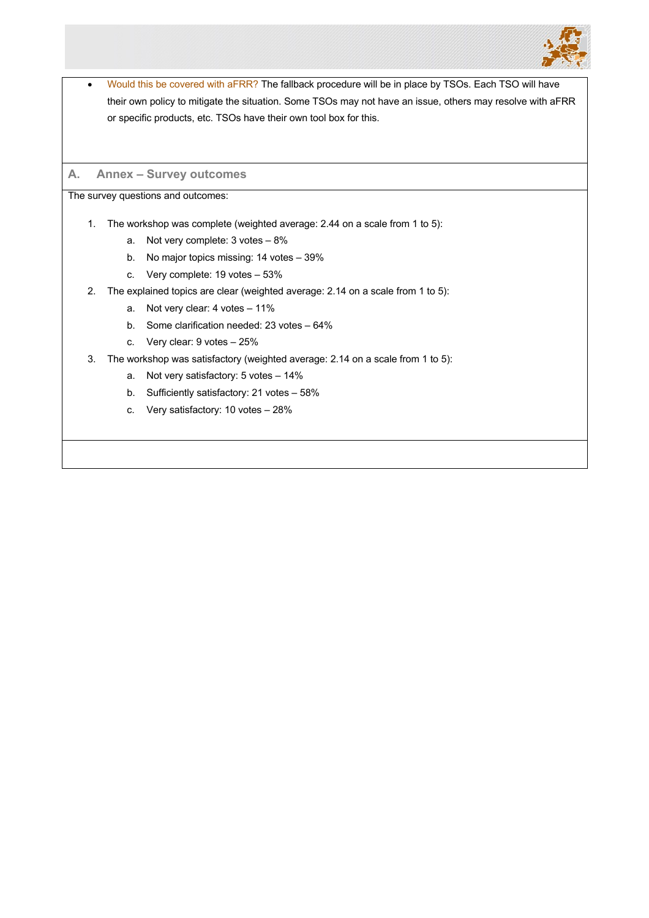- Would this be covered with aFRR? The fallback procedure will be in place by TSOs. Each TSO will have their own policy to mitigate the situation. Some TSOs may not have an issue, others may resolve with aFRR or specific products, etc. TSOs have their own tool box for this.

## A. Annex – Survey outcomes

The survey questions and outcomes:

1. The workshop was complete (weighted average: 2.44 on a scale from 1 to 5):
   a. Not very complete: 3 votes – 8%
   b. No major topics missing: 14 votes – 39%
   c. Very complete: 19 votes – 53%
2. The explained topics are clear (weighted average: 2.14 on a scale from 1 to 5):
   a. Not very clear: 4 votes – 11%
   b. Some clarification needed: 23 votes – 64%
   c. Very clear: 9 votes – 25%
3. The workshop was satisfactory (weighted average: 2.14 on a scale from 1 to 5):
   a. Not very satisfactory: 5 votes – 14%
   b. Sufficiently satisfactory: 21 votes – 58%
   c. Very satisfactory: 10 votes – 28%